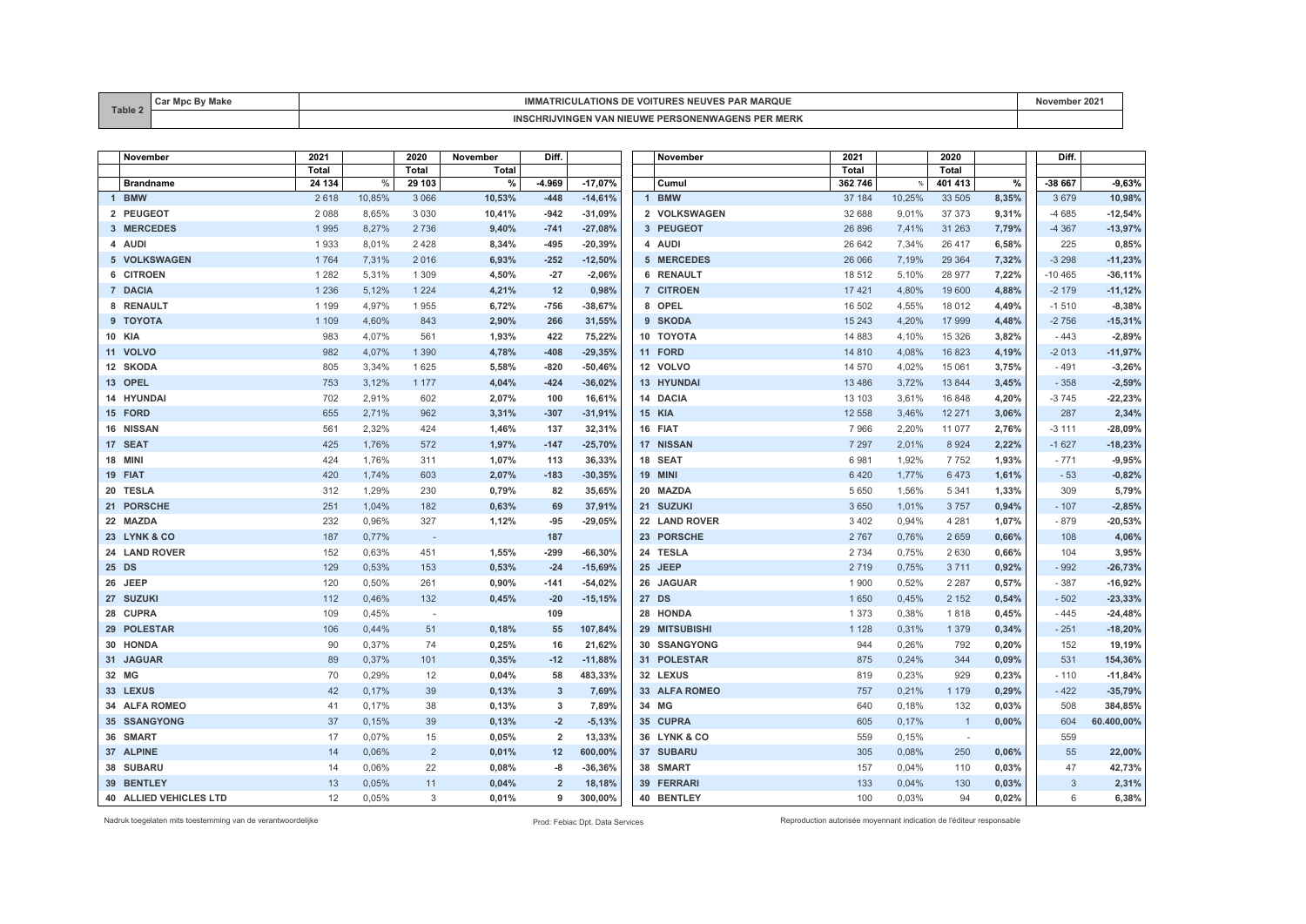| Table 2 | Car Mpc By Make | IMMATRICULATIONS DE VOITURES NEUVES PAR MARQUE | November 2021 |
|---|---|---|---|
| | | INSCHRIJVINGEN VAN NIEUWE PERSONENWAGENS PER MERK | |

| | November | 2021 | | 2020 | November | Diff. | |
|---|---|---|---|---|---|---|---|
| | | Total | | Total | Total | | |
| | Brandname | 24 134 | % | 29 103 | % | -4.969 | -17,07% |
| 1 | BMW | 2 618 | 10,85% | 3 066 | 10,53% | -448 | -14,61% |
| 2 | PEUGEOT | 2 088 | 8,65% | 3 030 | 10,41% | -942 | -31,09% |
| 3 | MERCEDES | 1 995 | 8,27% | 2 736 | 9,40% | -741 | -27,08% |
| 4 | AUDI | 1 933 | 8,01% | 2 428 | 8,34% | -495 | -20,39% |
| 5 | VOLKSWAGEN | 1 764 | 7,31% | 2 016 | 6,93% | -252 | -12,50% |
| 6 | CITROEN | 1 282 | 5,31% | 1 309 | 4,50% | -27 | -2,06% |
| 7 | DACIA | 1 236 | 5,12% | 1 224 | 4,21% | 12 | 0,98% |
| 8 | RENAULT | 1 199 | 4,97% | 1 955 | 6,72% | -756 | -38,67% |
| 9 | TOYOTA | 1 109 | 4,60% | 843 | 2,90% | 266 | 31,55% |
| 10 | KIA | 983 | 4,07% | 561 | 1,93% | 422 | 75,22% |
| 11 | VOLVO | 982 | 4,07% | 1 390 | 4,78% | -408 | -29,35% |
| 12 | SKODA | 805 | 3,34% | 1 625 | 5,58% | -820 | -50,46% |
| 13 | OPEL | 753 | 3,12% | 1 177 | 4,04% | -424 | -36,02% |
| 14 | HYUNDAI | 702 | 2,91% | 602 | 2,07% | 100 | 16,61% |
| 15 | FORD | 655 | 2,71% | 962 | 3,31% | -307 | -31,91% |
| 16 | NISSAN | 561 | 2,32% | 424 | 1,46% | 137 | 32,31% |
| 17 | SEAT | 425 | 1,76% | 572 | 1,97% | -147 | -25,70% |
| 18 | MINI | 424 | 1,76% | 311 | 1,07% | 113 | 36,33% |
| 19 | FIAT | 420 | 1,74% | 603 | 2,07% | -183 | -30,35% |
| 20 | TESLA | 312 | 1,29% | 230 | 0,79% | 82 | 35,65% |
| 21 | PORSCHE | 251 | 1,04% | 182 | 0,63% | 69 | 37,91% |
| 22 | MAZDA | 232 | 0,96% | 327 | 1,12% | -95 | -29,05% |
| 23 | LYNK & CO | 187 | 0,77% | - | | 187 | |
| 24 | LAND ROVER | 152 | 0,63% | 451 | 1,55% | -299 | -66,30% |
| 25 | DS | 129 | 0,53% | 153 | 0,53% | -24 | -15,69% |
| 26 | JEEP | 120 | 0,50% | 261 | 0,90% | -141 | -54,02% |
| 27 | SUZUKI | 112 | 0,46% | 132 | 0,45% | -20 | -15,15% |
| 28 | CUPRA | 109 | 0,45% | - | | 109 | |
| 29 | POLESTAR | 106 | 0,44% | 51 | 0,18% | 55 | 107,84% |
| 30 | HONDA | 90 | 0,37% | 74 | 0,25% | 16 | 21,62% |
| 31 | JAGUAR | 89 | 0,37% | 101 | 0,35% | -12 | -11,88% |
| 32 | MG | 70 | 0,29% | 12 | 0,04% | 58 | 483,33% |
| 33 | LEXUS | 42 | 0,17% | 39 | 0,13% | 3 | 7,69% |
| 34 | ALFA ROMEO | 41 | 0,17% | 38 | 0,13% | 3 | 7,89% |
| 35 | SSANGYONG | 37 | 0,15% | 39 | 0,13% | -2 | -5,13% |
| 36 | SMART | 17 | 0,07% | 15 | 0,05% | 2 | 13,33% |
| 37 | ALPINE | 14 | 0,06% | 2 | 0,01% | 12 | 600,00% |
| 38 | SUBARU | 14 | 0,06% | 22 | 0,08% | -8 | -36,36% |
| 39 | BENTLEY | 13 | 0,05% | 11 | 0,04% | 2 | 18,18% |
| 40 | ALLIED VEHICLES LTD | 12 | 0,05% | 3 | 0,01% | 9 | 300,00% |

| | November | 2021 | | 2020 | | Diff. | |
|---|---|---|---|---|---|---|---|
| | | Total | | Total | | | |
| | Cumul | 362 746 | % | 401 413 | % | -38 667 | -9,63% |
| 1 | BMW | 37 184 | 10,25% | 33 505 | 8,35% | 3 679 | 10,98% |
| 2 | VOLKSWAGEN | 32 688 | 9,01% | 37 373 | 9,31% | -4 685 | -12,54% |
| 3 | PEUGEOT | 26 896 | 7,41% | 31 263 | 7,79% | -4 367 | -13,97% |
| 4 | AUDI | 26 642 | 7,34% | 26 417 | 6,58% | 225 | 0,85% |
| 5 | MERCEDES | 26 066 | 7,19% | 29 364 | 7,32% | -3 298 | -11,23% |
| 6 | RENAULT | 18 512 | 5,10% | 28 977 | 7,22% | -10 465 | -36,11% |
| 7 | CITROEN | 17 421 | 4,80% | 19 600 | 4,88% | -2 179 | -11,12% |
| 8 | OPEL | 16 502 | 4,55% | 18 012 | 4,49% | -1 510 | -8,38% |
| 9 | SKODA | 15 243 | 4,20% | 17 999 | 4,48% | -2 756 | -15,31% |
| 10 | TOYOTA | 14 883 | 4,10% | 15 326 | 3,82% | - 443 | -2,89% |
| 11 | FORD | 14 810 | 4,08% | 16 823 | 4,19% | -2 013 | -11,97% |
| 12 | VOLVO | 14 570 | 4,02% | 15 061 | 3,75% | - 491 | -3,26% |
| 13 | HYUNDAI | 13 486 | 3,72% | 13 844 | 3,45% | - 358 | -2,59% |
| 14 | DACIA | 13 103 | 3,61% | 16 848 | 4,20% | -3 745 | -22,23% |
| 15 | KIA | 12 558 | 3,46% | 12 271 | 3,06% | 287 | 2,34% |
| 16 | FIAT | 7 966 | 2,20% | 11 077 | 2,76% | -3 111 | -28,09% |
| 17 | NISSAN | 7 297 | 2,01% | 8 924 | 2,22% | -1 627 | -18,23% |
| 18 | SEAT | 6 981 | 1,92% | 7 752 | 1,93% | - 771 | -9,95% |
| 19 | MINI | 6 420 | 1,77% | 6 473 | 1,61% | - 53 | -0,82% |
| 20 | MAZDA | 5 650 | 1,56% | 5 341 | 1,33% | 309 | 5,79% |
| 21 | SUZUKI | 3 650 | 1,01% | 3 757 | 0,94% | - 107 | -2,85% |
| 22 | LAND ROVER | 3 402 | 0,94% | 4 281 | 1,07% | - 879 | -20,53% |
| 23 | PORSCHE | 2 767 | 0,76% | 2 659 | 0,66% | 108 | 4,06% |
| 24 | TESLA | 2 734 | 0,75% | 2 630 | 0,66% | 104 | 3,95% |
| 25 | JEEP | 2 719 | 0,75% | 3 711 | 0,92% | - 992 | -26,73% |
| 26 | JAGUAR | 1 900 | 0,52% | 2 287 | 0,57% | - 387 | -16,92% |
| 27 | DS | 1 650 | 0,45% | 2 152 | 0,54% | - 502 | -23,33% |
| 28 | HONDA | 1 373 | 0,38% | 1 818 | 0,45% | - 445 | -24,48% |
| 29 | MITSUBISHI | 1 128 | 0,31% | 1 379 | 0,34% | - 251 | -18,20% |
| 30 | SSANGYONG | 944 | 0,26% | 792 | 0,20% | 152 | 19,19% |
| 31 | POLESTAR | 875 | 0,24% | 344 | 0,09% | 531 | 154,36% |
| 32 | LEXUS | 819 | 0,23% | 929 | 0,23% | - 110 | -11,84% |
| 33 | ALFA ROMEO | 757 | 0,21% | 1 179 | 0,29% | - 422 | -35,79% |
| 34 | MG | 640 | 0,18% | 132 | 0,03% | 508 | 384,85% |
| 35 | CUPRA | 605 | 0,17% | 1 | 0,00% | 604 | 60.400,00% |
| 36 | LYNK & CO | 559 | 0,15% | - | | 559 | |
| 37 | SUBARU | 305 | 0,08% | 250 | 0,06% | 55 | 22,00% |
| 38 | SMART | 157 | 0,04% | 110 | 0,03% | 47 | 42,73% |
| 39 | FERRARI | 133 | 0,04% | 130 | 0,03% | 3 | 2,31% |
| 40 | BENTLEY | 100 | 0,03% | 94 | 0,02% | 6 | 6,38% |

Nadruk toegelaten mits toestemming van de verantwoordelijke | Prod: Febiac Dpt. Data Services | Reproduction autorisée moyennant indication de l'éditeur responsable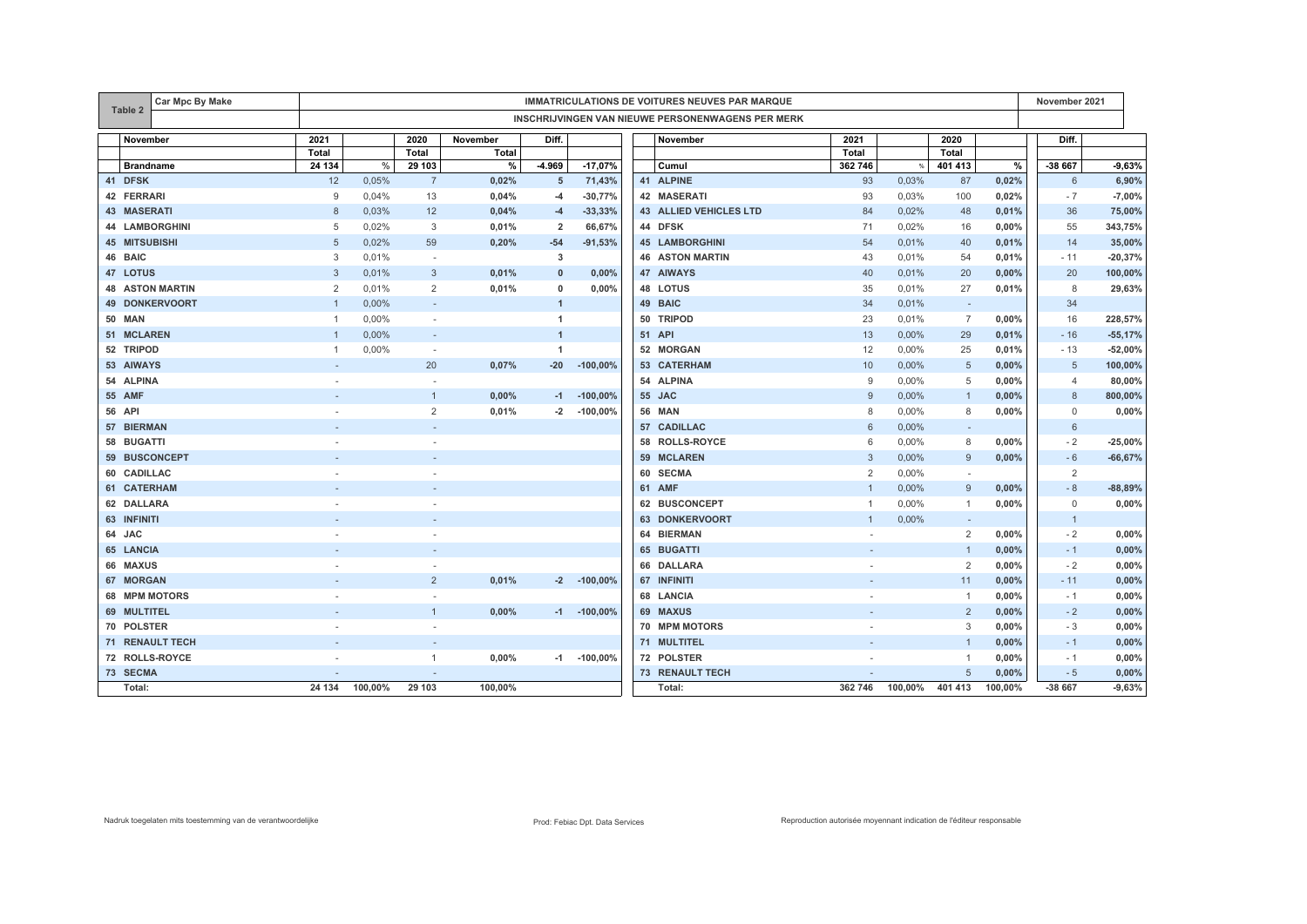| Table 2 | Car Mpc By Make | IMMATRICULATIONS DE VOITURES NEUVES PAR MARQUE / INSCHRIJVINGEN VAN NIEUWE PERSONENWAGENS PER MERK | November 2021 |
|---|---|---|---|

| | November | 2021 | | 2020 | November | Diff. | | | November | 2021 | | 2020 | | Diff. | |
|---|---|---|---|---|---|---|---|---|---|---|---|---|---|---|---|
| | | Total | | Total | Total | | | | | Total | | Total | | | |
| | Brandname | 24 134 | % | 29 103 | % | -4.969 | -17,07% | | Cumul | 362 746 | % | 401 413 | % | -38 667 | -9,63% |
| 41 | DFSK | 12 | 0,05% | 7 | 0,02% | 5 | 71,43% | 41 | ALPINE | 93 | 0,03% | 87 | 0,02% | 6 | 6,90% |
| 42 | FERRARI | 9 | 0,04% | 13 | 0,04% | -4 | -30,77% | 42 | MASERATI | 93 | 0,03% | 100 | 0,02% | - 7 | -7,00% |
| 43 | MASERATI | 8 | 0,03% | 12 | 0,04% | -4 | -33,33% | 43 | ALLIED VEHICLES LTD | 84 | 0,02% | 48 | 0,01% | 36 | 75,00% |
| 44 | LAMBORGHINI | 5 | 0,02% | 3 | 0,01% | 2 | 66,67% | 44 | DFSK | 71 | 0,02% | 16 | 0,00% | 55 | 343,75% |
| 45 | MITSUBISHI | 5 | 0,02% | 59 | 0,20% | -54 | -91,53% | 45 | LAMBORGHINI | 54 | 0,01% | 40 | 0,01% | 14 | 35,00% |
| 46 | BAIC | 3 | 0,01% | - | | 3 | | 46 | ASTON MARTIN | 43 | 0,01% | 54 | 0,01% | - 11 | -20,37% |
| 47 | LOTUS | 3 | 0,01% | 3 | 0,01% | 0 | 0,00% | 47 | AIWAYS | 40 | 0,01% | 20 | 0,00% | 20 | 100,00% |
| 48 | ASTON MARTIN | 2 | 0,01% | 2 | 0,01% | 0 | 0,00% | 48 | LOTUS | 35 | 0,01% | 27 | 0,01% | 8 | 29,63% |
| 49 | DONKERVOORT | 1 | 0,00% | - | | 1 | | 49 | BAIC | 34 | 0,01% | - | | 34 | |
| 50 | MAN | 1 | 0,00% | - | | 1 | | 50 | TRIPOD | 23 | 0,01% | 7 | 0,00% | 16 | 228,57% |
| 51 | MCLAREN | 1 | 0,00% | - | | 1 | | 51 | API | 13 | 0,00% | 29 | 0,01% | - 16 | -55,17% |
| 52 | TRIPOD | 1 | 0,00% | - | | 1 | | 52 | MORGAN | 12 | 0,00% | 25 | 0,01% | - 13 | -52,00% |
| 53 | AIWAYS | - | | 20 | 0,07% | -20 | -100,00% | 53 | CATERHAM | 10 | 0,00% | 5 | 0,00% | 5 | 100,00% |
| 54 | ALPINA | - | | - | | | | 54 | ALPINA | 9 | 0,00% | 5 | 0,00% | 4 | 80,00% |
| 55 | AMF | - | | 1 | 0,00% | -1 | -100,00% | 55 | JAC | 9 | 0,00% | 1 | 0,00% | 8 | 800,00% |
| 56 | API | - | | 2 | 0,01% | -2 | -100,00% | 56 | MAN | 8 | 0,00% | 8 | 0,00% | 0 | 0,00% |
| 57 | BIERMAN | - | | - | | | | 57 | CADILLAC | 6 | 0,00% | - | | 6 | |
| 58 | BUGATTI | - | | - | | | | 58 | ROLLS-ROYCE | 6 | 0,00% | 8 | 0,00% | - 2 | -25,00% |
| 59 | BUSCONCEPT | - | | - | | | | 59 | MCLAREN | 3 | 0,00% | 9 | 0,00% | - 6 | -66,67% |
| 60 | CADILLAC | - | | - | | | | 60 | SECMA | 2 | 0,00% | - | | 2 | |
| 61 | CATERHAM | - | | - | | | | 61 | AMF | 1 | 0,00% | 9 | 0,00% | - 8 | -88,89% |
| 62 | DALLARA | - | | - | | | | 62 | BUSCONCEPT | 1 | 0,00% | 1 | 0,00% | 0 | 0,00% |
| 63 | INFINITI | - | | - | | | | 63 | DONKERVOORT | 1 | 0,00% | - | | 1 | |
| 64 | JAC | - | | - | | | | 64 | BIERMAN | - | | 2 | 0,00% | - 2 | 0,00% |
| 65 | LANCIA | - | | - | | | | 65 | BUGATTI | - | | 1 | 0,00% | - 1 | 0,00% |
| 66 | MAXUS | - | | - | | | | 66 | DALLARA | - | | 2 | 0,00% | - 2 | 0,00% |
| 67 | MORGAN | - | | 2 | 0,01% | -2 | -100,00% | 67 | INFINITI | - | | 11 | 0,00% | - 11 | 0,00% |
| 68 | MPM MOTORS | - | | - | | | | 68 | LANCIA | - | | 1 | 0,00% | - 1 | 0,00% |
| 69 | MULTITEL | - | | 1 | 0,00% | -1 | -100,00% | 69 | MAXUS | - | | 2 | 0,00% | - 2 | 0,00% |
| 70 | POLSTER | - | | - | | | | 70 | MPM MOTORS | - | | 3 | 0,00% | - 3 | 0,00% |
| 71 | RENAULT TECH | - | | - | | | | 71 | MULTITEL | - | | 1 | 0,00% | - 1 | 0,00% |
| 72 | ROLLS-ROYCE | - | | 1 | 0,00% | -1 | -100,00% | 72 | POLSTER | - | | 1 | 0,00% | - 1 | 0,00% |
| 73 | SECMA | - | | - | | | | 73 | RENAULT TECH | - | | 5 | 0,00% | - 5 | 0,00% |
| | Total: | 24 134 | 100,00% | 29 103 | 100,00% | | | | Total: | 362 746 | 100,00% | 401 413 | 100,00% | -38 667 | -9,63% |

Nadruk toegelaten mits toestemming van de verantwoordelijke

Prod: Febiac Dpt. Data Services

Reproduction autorisée moyennant indication de l'éditeur responsable